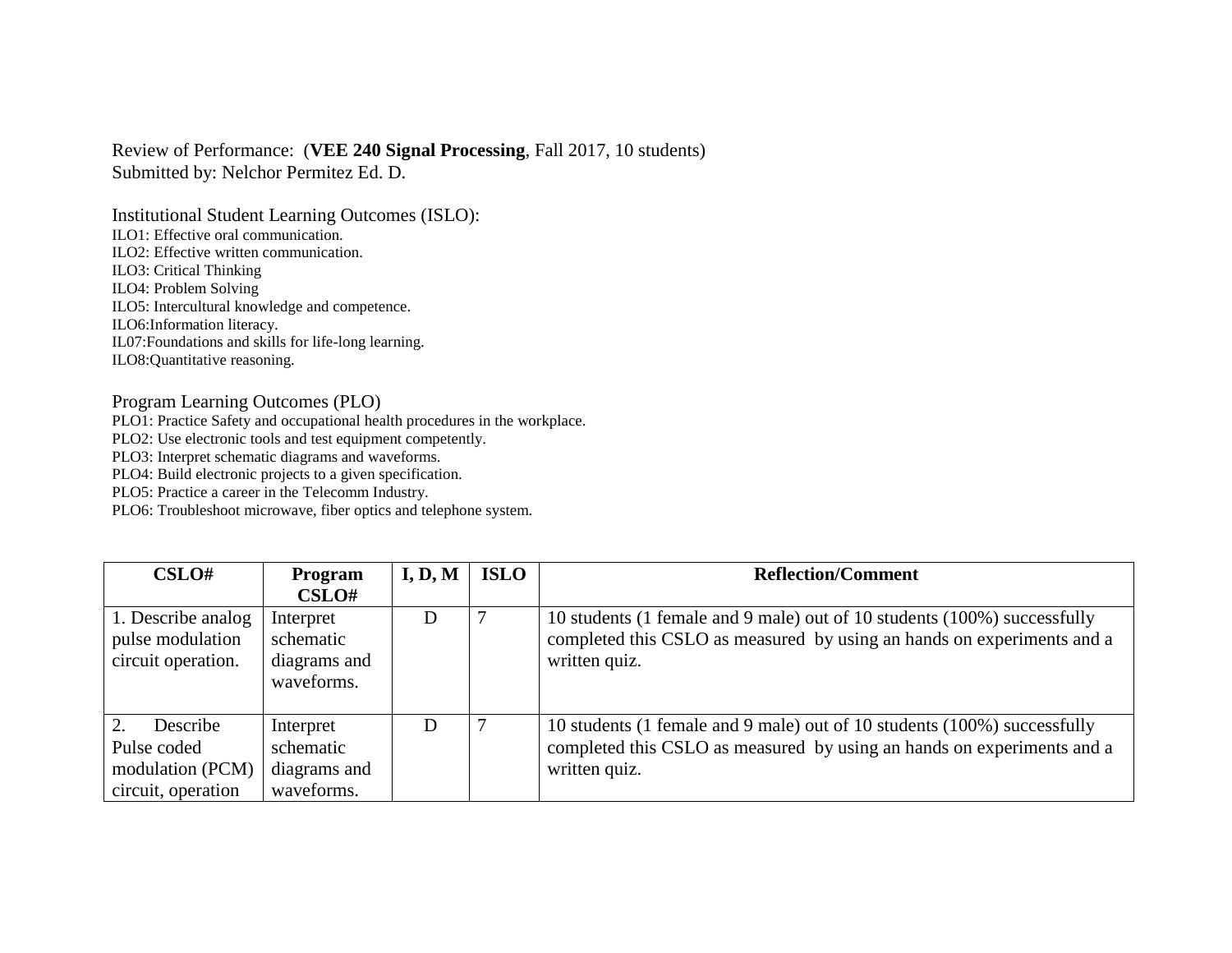Review of Performance: (**VEE 240 Signal Processing**, Fall 2017, 10 students)
Submitted by: Nelchor Permitez Ed. D.

Institutional Student Learning Outcomes (ISLO):
ILO1: Effective oral communication.
ILO2: Effective written communication.
ILO3: Critical Thinking
ILO4: Problem Solving
ILO5: Intercultural knowledge and competence.
ILO6:Information literacy.
IL07:Foundations and skills for life-long learning.
ILO8:Quantitative reasoning.

Program Learning Outcomes (PLO)
PLO1: Practice Safety and occupational health procedures in the workplace.
PLO2: Use electronic tools and test equipment competently.
PLO3: Interpret schematic diagrams and waveforms.
PLO4: Build electronic projects to a given specification.
PLO5: Practice a career in the Telecomm Industry.
PLO6: Troubleshoot microwave, fiber optics and telephone system.

| CSLO# | Program CSLO# | I, D, M | ISLO | Reflection/Comment |
|---|---|---|---|---|
| 1. Describe analog pulse modulation circuit operation. | Interpret schematic diagrams and waveforms. | D | 7 | 10 students (1 female and 9 male) out of 10 students (100%) successfully completed this CSLO as measured by using an hands on experiments and a written quiz. |
| 2. Describe Pulse coded modulation (PCM) circuit, operation | Interpret schematic diagrams and waveforms. | D | 7 | 10 students (1 female and 9 male) out of 10 students (100%) successfully completed this CSLO as measured by using an hands on experiments and a written quiz. |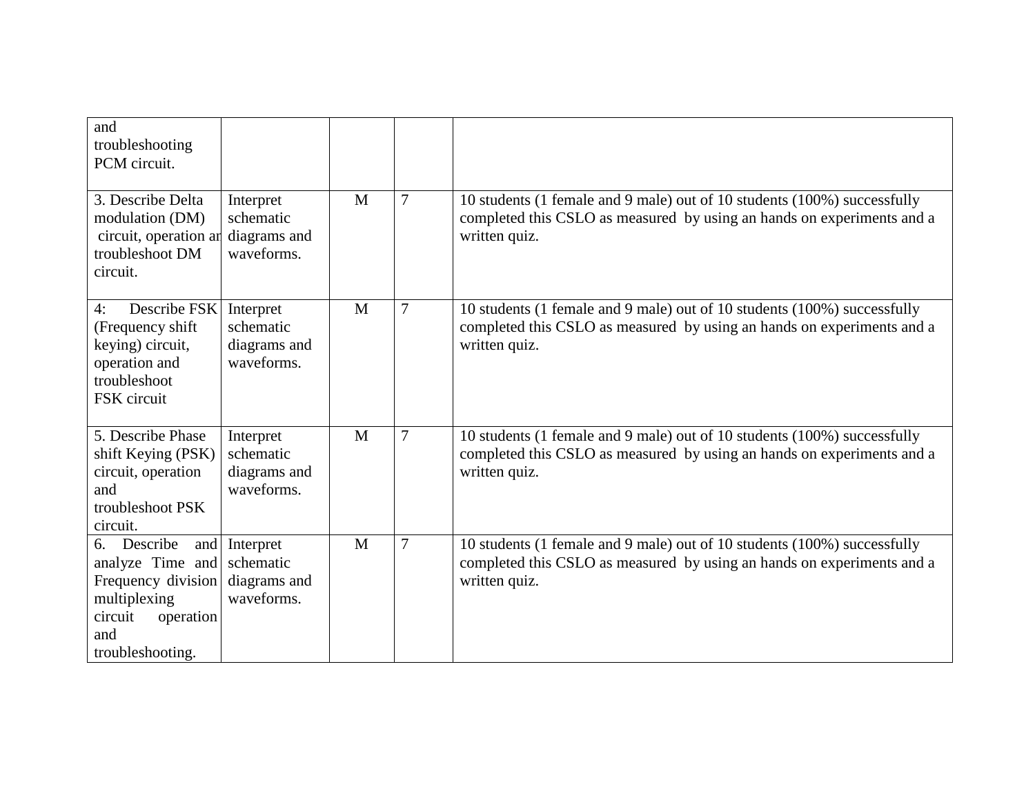| | | | | |
|---|---|---|---|---|
| and troubleshooting PCM circuit. | | | | |
| 3. Describe Delta modulation (DM) circuit, operation ar troubleshoot DM circuit. | Interpret schematic diagrams and waveforms. | M | 7 | 10 students (1 female and 9 male) out of 10 students (100%) successfully completed this CSLO as measured by using an hands on experiments and a written quiz. |
| 4: Describe FSK (Frequency shift keying) circuit, operation and troubleshoot FSK circuit | Interpret schematic diagrams and waveforms. | M | 7 | 10 students (1 female and 9 male) out of 10 students (100%) successfully completed this CSLO as measured by using an hands on experiments and a written quiz. |
| 5. Describe Phase shift Keying (PSK) circuit, operation and troubleshoot PSK circuit. | Interpret schematic diagrams and waveforms. | M | 7 | 10 students (1 female and 9 male) out of 10 students (100%) successfully completed this CSLO as measured by using an hands on experiments and a written quiz. |
| 6. Describe and analyze Time and Frequency division multiplexing circuit operation and troubleshooting. | Interpret schematic diagrams and waveforms. | M | 7 | 10 students (1 female and 9 male) out of 10 students (100%) successfully completed this CSLO as measured by using an hands on experiments and a written quiz. |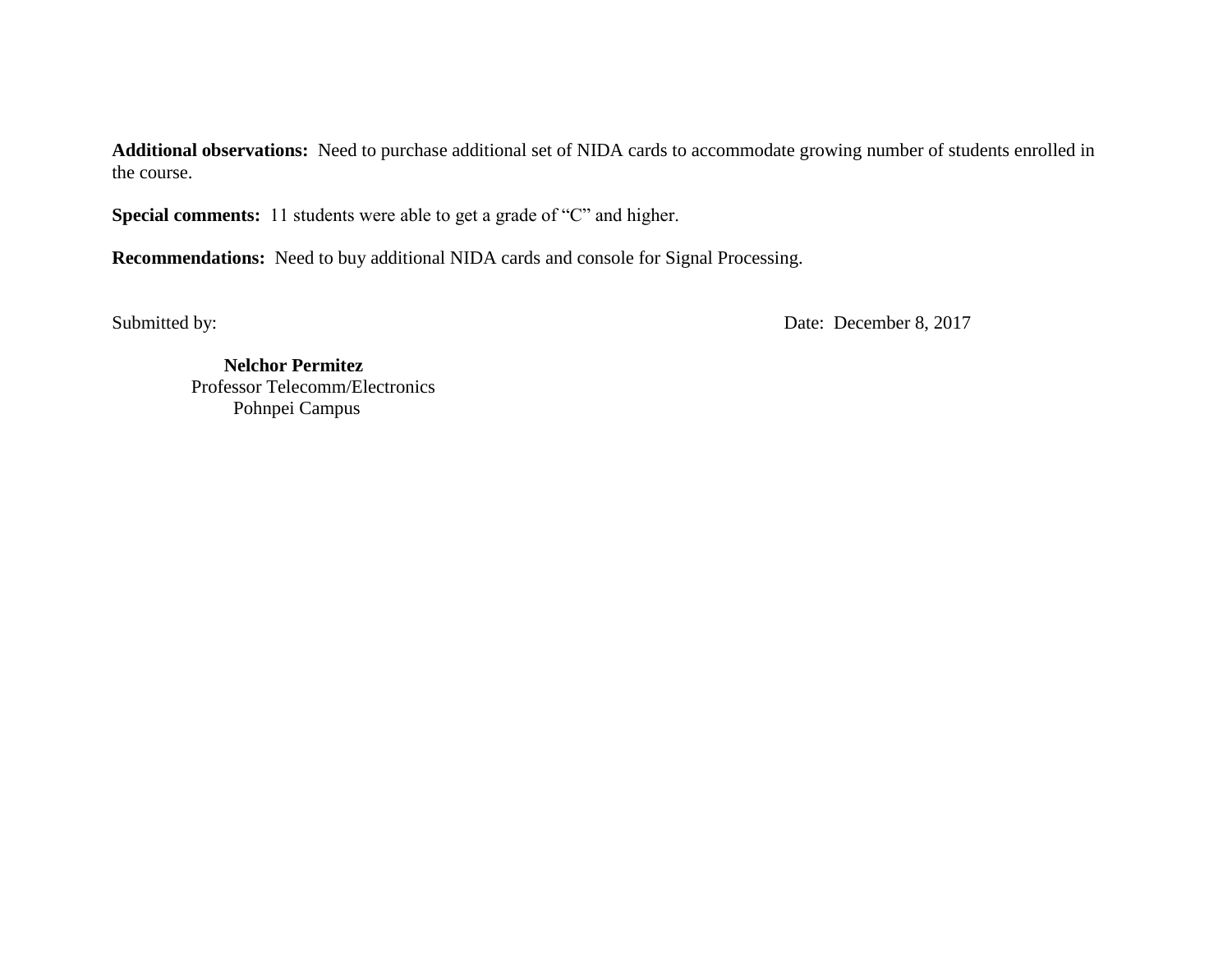**Additional observations:** Need to purchase additional set of NIDA cards to accommodate growing number of students enrolled in the course.

**Special comments:** 11 students were able to get a grade of "C" and higher.

**Recommendations:** Need to buy additional NIDA cards and console for Signal Processing.

Submitted by: Date: December 8, 2017

**Nelchor Permitez**
Professor Telecomm/Electronics
Pohnpei Campus